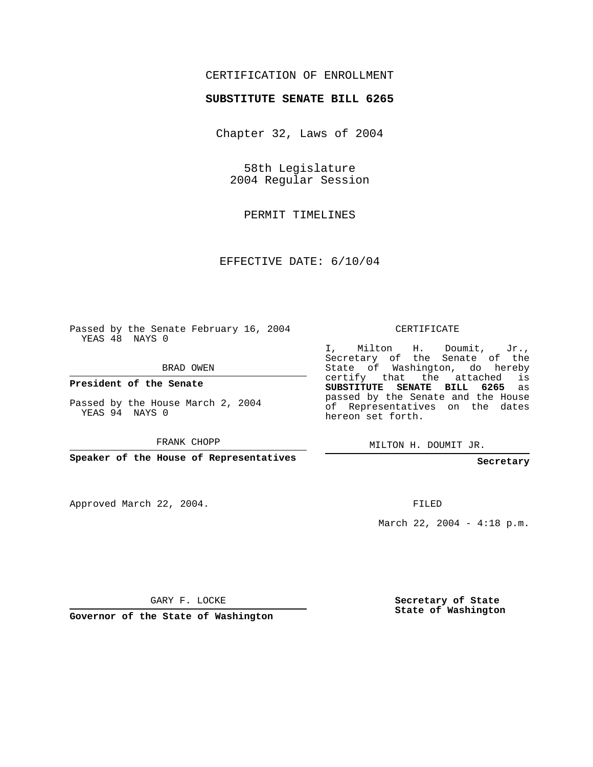CERTIFICATION OF ENROLLMENT

**SUBSTITUTE SENATE BILL 6265**

Chapter 32, Laws of 2004

58th Legislature
2004 Regular Session

PERMIT TIMELINES

EFFECTIVE DATE: 6/10/04

Passed by the Senate February 16, 2004
YEAS 48 NAYS 0

BRAD OWEN

**President of the Senate**

Passed by the House March 2, 2004
YEAS 94 NAYS 0

FRANK CHOPP

**Speaker of the House of Representatives**

CERTIFICATE

I, Milton H. Doumit, Jr., Secretary of the Senate of the State of Washington, do hereby certify that the attached is **SUBSTITUTE SENATE BILL 6265** as passed by the Senate and the House of Representatives on the dates hereon set forth.

MILTON H. DOUMIT JR.

**Secretary**

Approved March 22, 2004.

FILED

March 22, 2004 - 4:18 p.m.

GARY F. LOCKE

**Governor of the State of Washington**

**Secretary of State**
**State of Washington**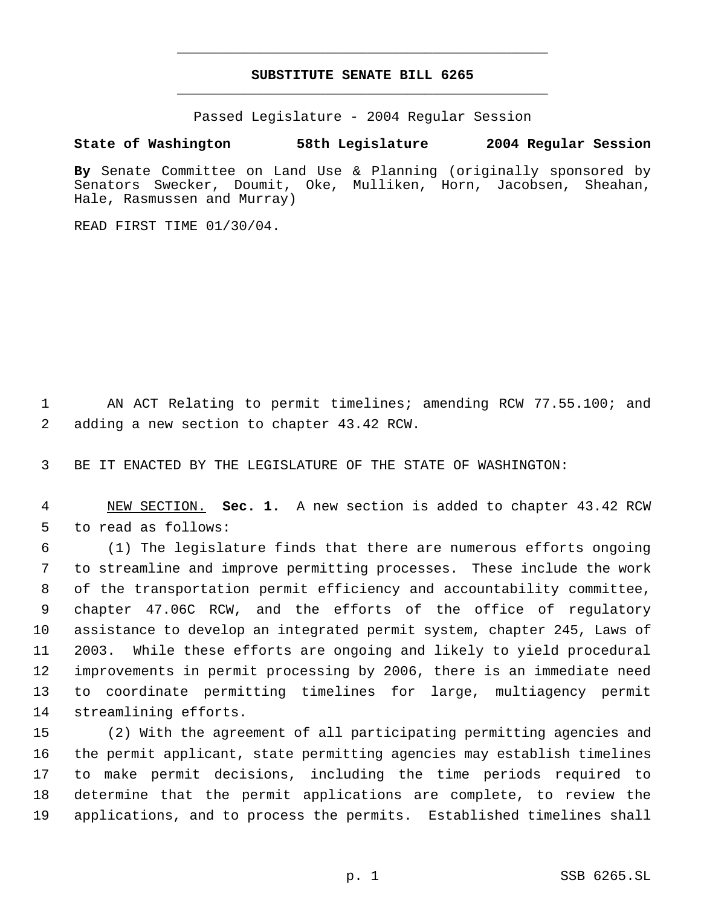## SUBSTITUTE SENATE BILL 6265

Passed Legislature - 2004 Regular Session

**State of Washington 58th Legislature 2004 Regular Session**

**By** Senate Committee on Land Use & Planning (originally sponsored by Senators Swecker, Doumit, Oke, Mulliken, Horn, Jacobsen, Sheahan, Hale, Rasmussen and Murray)

READ FIRST TIME 01/30/04.

1 AN ACT Relating to permit timelines; amending RCW 77.55.100; and
2 adding a new section to chapter 43.42 RCW.

3 BE IT ENACTED BY THE LEGISLATURE OF THE STATE OF WASHINGTON:

4 NEW SECTION. **Sec. 1.** A new section is added to chapter 43.42 RCW
5 to read as follows:
6 (1) The legislature finds that there are numerous efforts ongoing
7 to streamline and improve permitting processes. These include the work
8 of the transportation permit efficiency and accountability committee,
9 chapter 47.06C RCW, and the efforts of the office of regulatory
10 assistance to develop an integrated permit system, chapter 245, Laws of
11 2003. While these efforts are ongoing and likely to yield procedural
12 improvements in permit processing by 2006, there is an immediate need
13 to coordinate permitting timelines for large, multiagency permit
14 streamlining efforts.
15 (2) With the agreement of all participating permitting agencies and
16 the permit applicant, state permitting agencies may establish timelines
17 to make permit decisions, including the time periods required to
18 determine that the permit applications are complete, to review the
19 applications, and to process the permits. Established timelines shall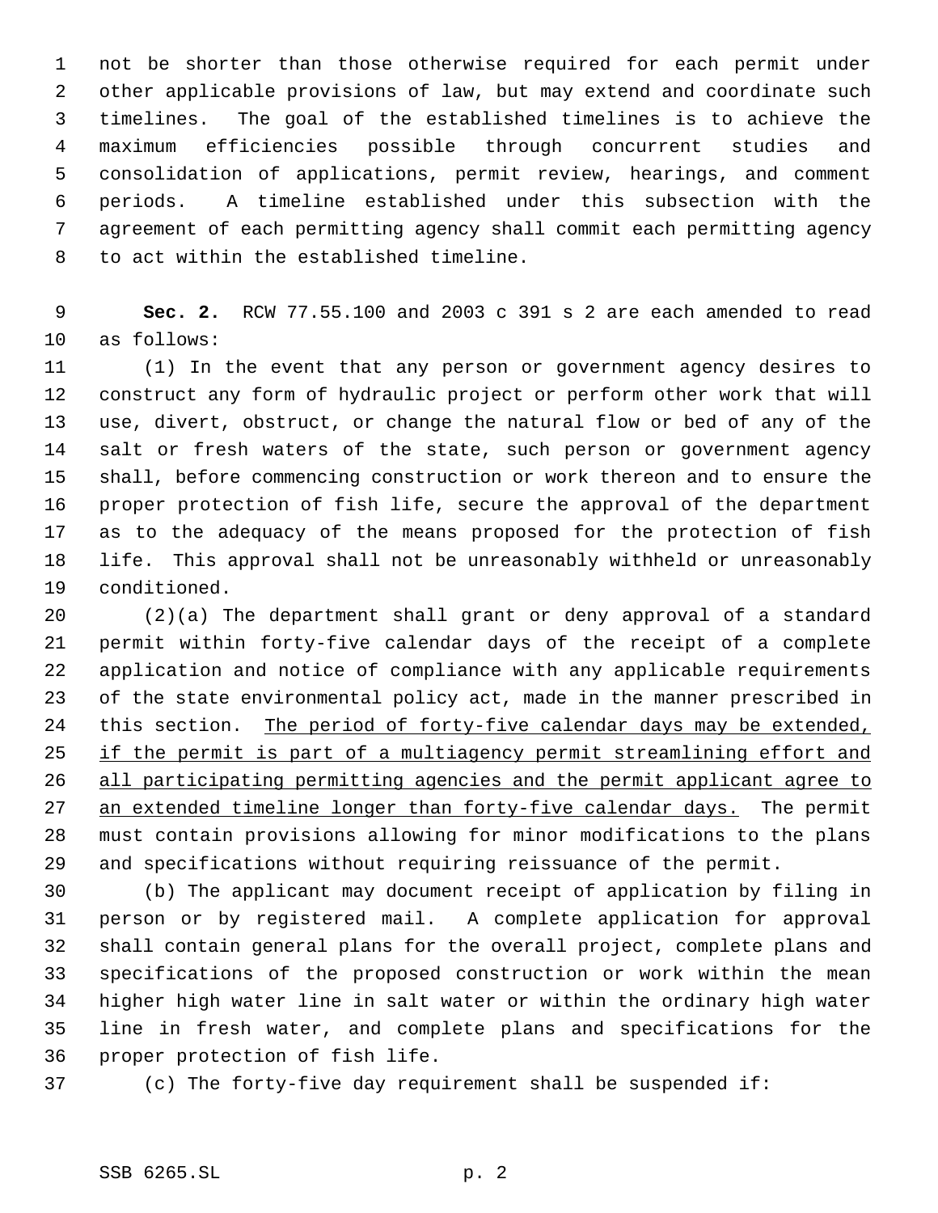not be shorter than those otherwise required for each permit under other applicable provisions of law, but may extend and coordinate such timelines. The goal of the established timelines is to achieve the maximum efficiencies possible through concurrent studies and consolidation of applications, permit review, hearings, and comment periods. A timeline established under this subsection with the agreement of each permitting agency shall commit each permitting agency to act within the established timeline.

**Sec. 2.** RCW 77.55.100 and 2003 c 391 s 2 are each amended to read as follows:

(1) In the event that any person or government agency desires to construct any form of hydraulic project or perform other work that will use, divert, obstruct, or change the natural flow or bed of any of the salt or fresh waters of the state, such person or government agency shall, before commencing construction or work thereon and to ensure the proper protection of fish life, secure the approval of the department as to the adequacy of the means proposed for the protection of fish life. This approval shall not be unreasonably withheld or unreasonably conditioned.

(2)(a) The department shall grant or deny approval of a standard permit within forty-five calendar days of the receipt of a complete application and notice of compliance with any applicable requirements of the state environmental policy act, made in the manner prescribed in this section. <u>The period of forty-five calendar days may be extended, if the permit is part of a multiagency permit streamlining effort and all participating permitting agencies and the permit applicant agree to an extended timeline longer than forty-five calendar days.</u> The permit must contain provisions allowing for minor modifications to the plans and specifications without requiring reissuance of the permit.

(b) The applicant may document receipt of application by filing in person or by registered mail. A complete application for approval shall contain general plans for the overall project, complete plans and specifications of the proposed construction or work within the mean higher high water line in salt water or within the ordinary high water line in fresh water, and complete plans and specifications for the proper protection of fish life.

(c) The forty-five day requirement shall be suspended if: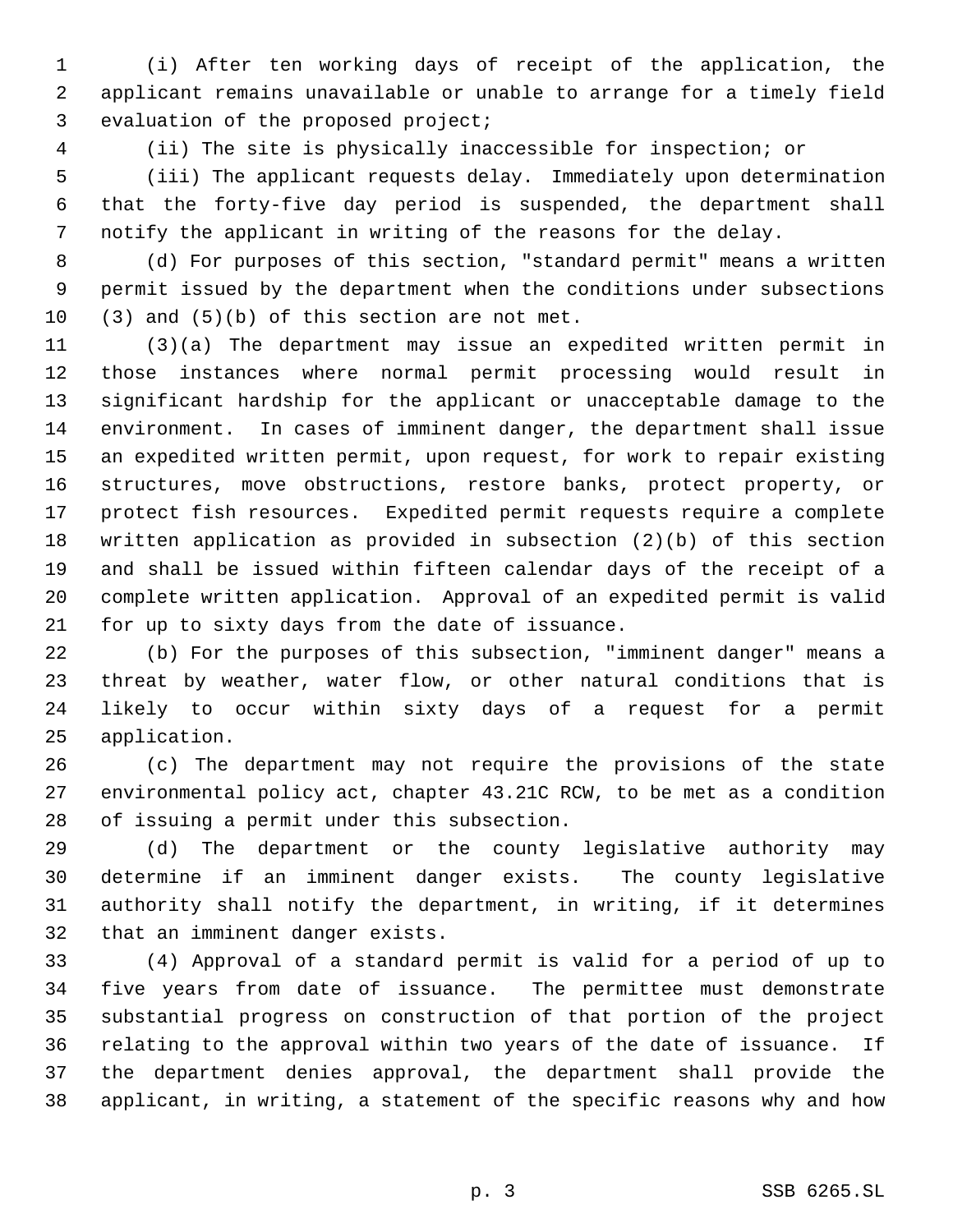(i) After ten working days of receipt of the application, the applicant remains unavailable or unable to arrange for a timely field evaluation of the proposed project;

(ii) The site is physically inaccessible for inspection; or

(iii) The applicant requests delay. Immediately upon determination that the forty-five day period is suspended, the department shall notify the applicant in writing of the reasons for the delay.

(d) For purposes of this section, "standard permit" means a written permit issued by the department when the conditions under subsections (3) and (5)(b) of this section are not met.

(3)(a) The department may issue an expedited written permit in those instances where normal permit processing would result in significant hardship for the applicant or unacceptable damage to the environment. In cases of imminent danger, the department shall issue an expedited written permit, upon request, for work to repair existing structures, move obstructions, restore banks, protect property, or protect fish resources. Expedited permit requests require a complete written application as provided in subsection (2)(b) of this section and shall be issued within fifteen calendar days of the receipt of a complete written application. Approval of an expedited permit is valid for up to sixty days from the date of issuance.

(b) For the purposes of this subsection, "imminent danger" means a threat by weather, water flow, or other natural conditions that is likely to occur within sixty days of a request for a permit application.

(c) The department may not require the provisions of the state environmental policy act, chapter 43.21C RCW, to be met as a condition of issuing a permit under this subsection.

(d) The department or the county legislative authority may determine if an imminent danger exists. The county legislative authority shall notify the department, in writing, if it determines that an imminent danger exists.

(4) Approval of a standard permit is valid for a period of up to five years from date of issuance. The permittee must demonstrate substantial progress on construction of that portion of the project relating to the approval within two years of the date of issuance. If the department denies approval, the department shall provide the applicant, in writing, a statement of the specific reasons why and how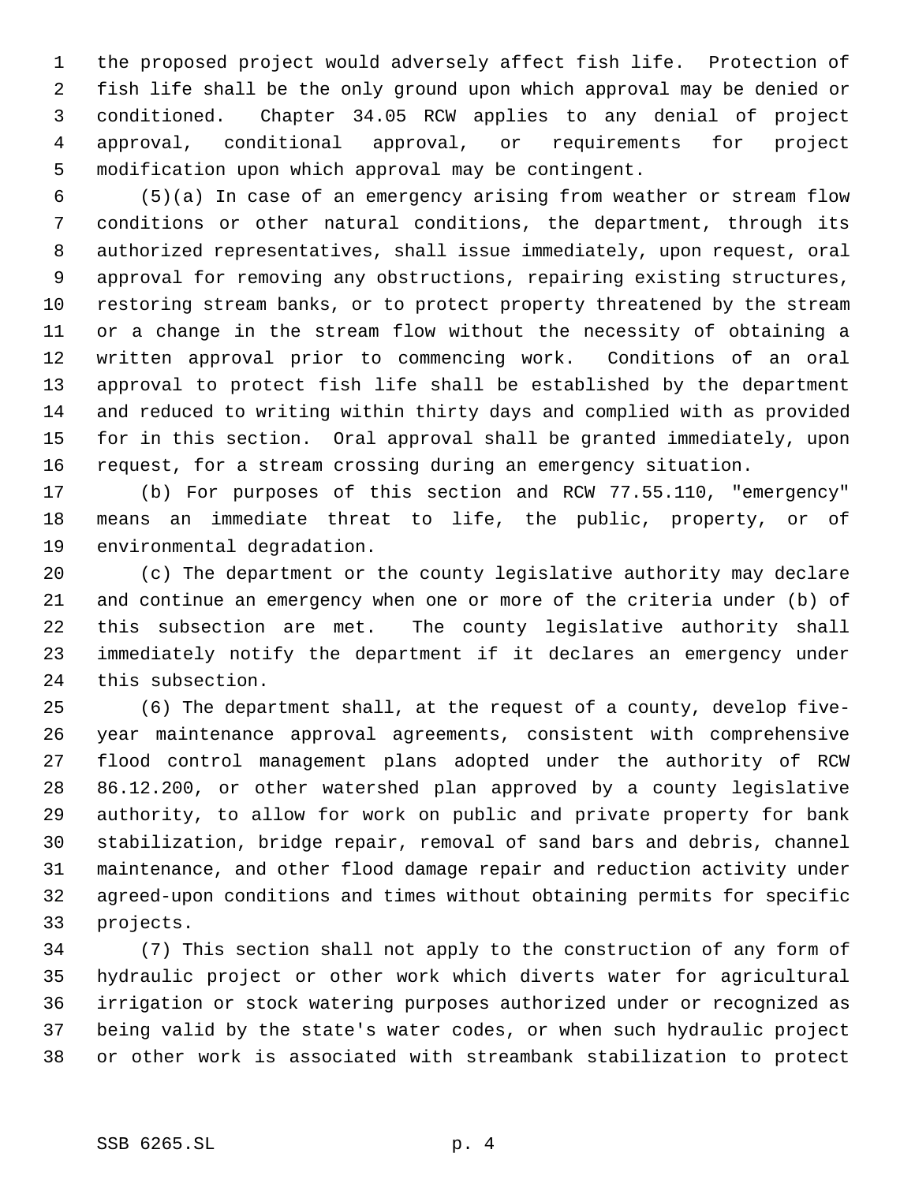the proposed project would adversely affect fish life. Protection of fish life shall be the only ground upon which approval may be denied or conditioned. Chapter 34.05 RCW applies to any denial of project approval, conditional approval, or requirements for project modification upon which approval may be contingent.

(5)(a) In case of an emergency arising from weather or stream flow conditions or other natural conditions, the department, through its authorized representatives, shall issue immediately, upon request, oral approval for removing any obstructions, repairing existing structures, restoring stream banks, or to protect property threatened by the stream or a change in the stream flow without the necessity of obtaining a written approval prior to commencing work. Conditions of an oral approval to protect fish life shall be established by the department and reduced to writing within thirty days and complied with as provided for in this section. Oral approval shall be granted immediately, upon request, for a stream crossing during an emergency situation.

(b) For purposes of this section and RCW 77.55.110, "emergency" means an immediate threat to life, the public, property, or of environmental degradation.

(c) The department or the county legislative authority may declare and continue an emergency when one or more of the criteria under (b) of this subsection are met. The county legislative authority shall immediately notify the department if it declares an emergency under this subsection.

(6) The department shall, at the request of a county, develop five-year maintenance approval agreements, consistent with comprehensive flood control management plans adopted under the authority of RCW 86.12.200, or other watershed plan approved by a county legislative authority, to allow for work on public and private property for bank stabilization, bridge repair, removal of sand bars and debris, channel maintenance, and other flood damage repair and reduction activity under agreed-upon conditions and times without obtaining permits for specific projects.

(7) This section shall not apply to the construction of any form of hydraulic project or other work which diverts water for agricultural irrigation or stock watering purposes authorized under or recognized as being valid by the state's water codes, or when such hydraulic project or other work is associated with streambank stabilization to protect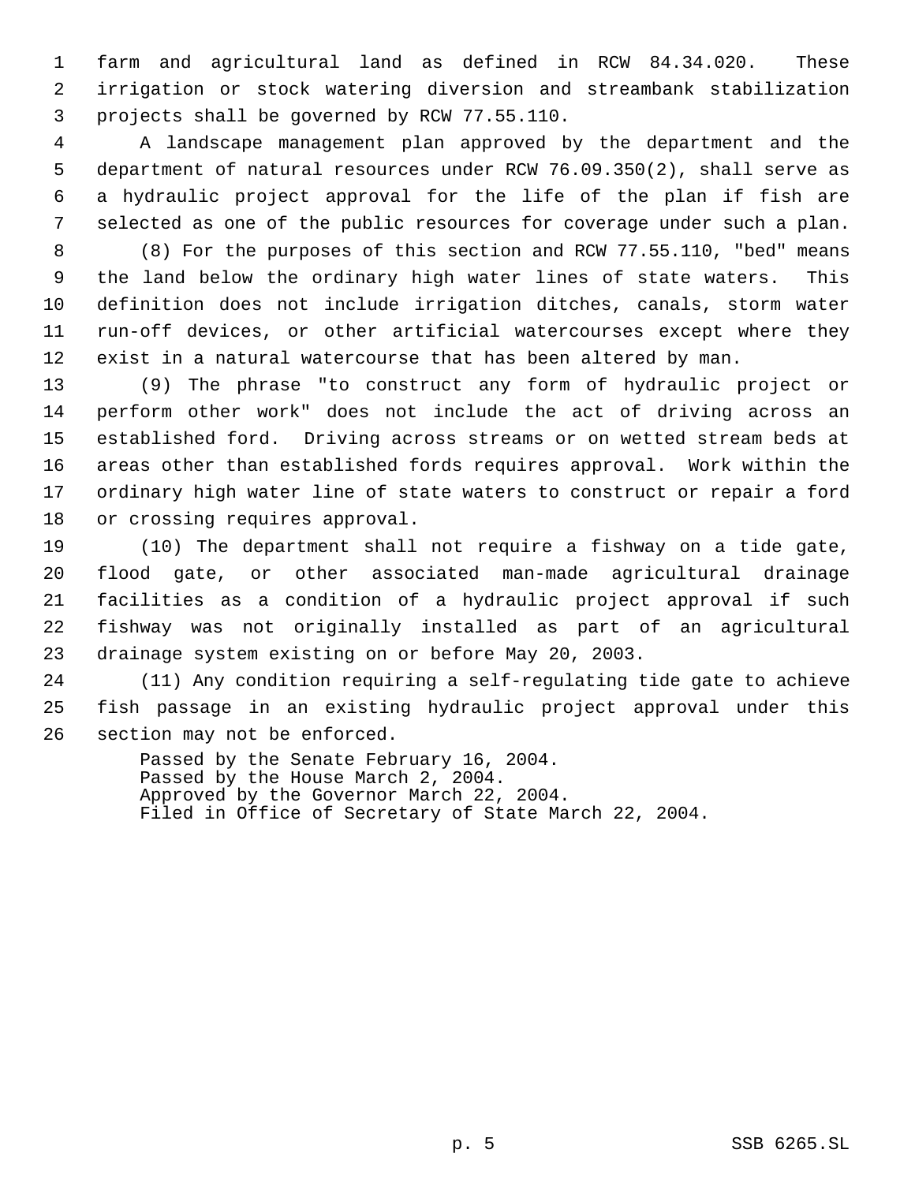farm and agricultural land as defined in RCW 84.34.020. These irrigation or stock watering diversion and streambank stabilization projects shall be governed by RCW 77.55.110.

A landscape management plan approved by the department and the department of natural resources under RCW 76.09.350(2), shall serve as a hydraulic project approval for the life of the plan if fish are selected as one of the public resources for coverage under such a plan.

(8) For the purposes of this section and RCW 77.55.110, "bed" means the land below the ordinary high water lines of state waters. This definition does not include irrigation ditches, canals, storm water run-off devices, or other artificial watercourses except where they exist in a natural watercourse that has been altered by man.

(9) The phrase "to construct any form of hydraulic project or perform other work" does not include the act of driving across an established ford. Driving across streams or on wetted stream beds at areas other than established fords requires approval. Work within the ordinary high water line of state waters to construct or repair a ford or crossing requires approval.

(10) The department shall not require a fishway on a tide gate, flood gate, or other associated man-made agricultural drainage facilities as a condition of a hydraulic project approval if such fishway was not originally installed as part of an agricultural drainage system existing on or before May 20, 2003.

(11) Any condition requiring a self-regulating tide gate to achieve fish passage in an existing hydraulic project approval under this section may not be enforced.

Passed by the Senate February 16, 2004.
Passed by the House March 2, 2004.
Approved by the Governor March 22, 2004.
Filed in Office of Secretary of State March 22, 2004.